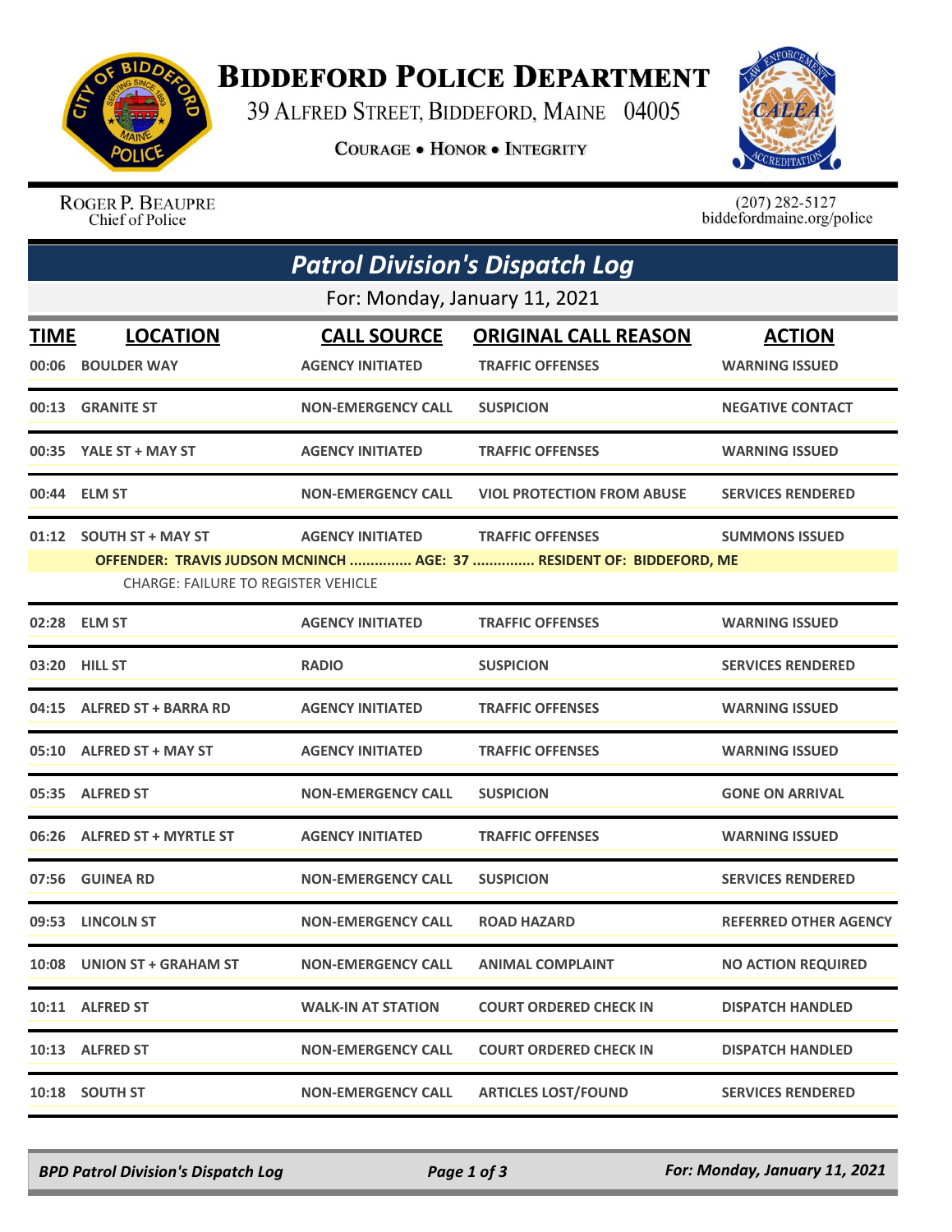# Biddeford Police Department

39 Alfred Street, Biddeford, Maine 04005

Courage • Honor • Integrity

Roger P. Beaupre
Chief of Police

(207) 282-5127
biddefordmaine.org/police

## Patrol Division's Dispatch Log

For: Monday, January 11, 2021

| TIME | LOCATION | CALL SOURCE | ORIGINAL CALL REASON | ACTION |
|---|---|---|---|---|
| 00:06 | BOULDER WAY | AGENCY INITIATED | TRAFFIC OFFENSES | WARNING ISSUED |
| 00:13 | GRANITE ST | NON-EMERGENCY CALL | SUSPICION | NEGATIVE CONTACT |
| 00:35 | YALE ST + MAY ST | AGENCY INITIATED | TRAFFIC OFFENSES | WARNING ISSUED |
| 00:44 | ELM ST | NON-EMERGENCY CALL | VIOL PROTECTION FROM ABUSE | SERVICES RENDERED |
| 01:12 | SOUTH ST + MAY ST | AGENCY INITIATED | TRAFFIC OFFENSES | SUMMONS ISSUED |
| | OFFENDER: TRAVIS JUDSON MCNINCH ............... AGE: 37 ............... RESIDENT OF: BIDDEFORD, ME | | | |
| | CHARGE: FAILURE TO REGISTER VEHICLE | | | |
| 02:28 | ELM ST | AGENCY INITIATED | TRAFFIC OFFENSES | WARNING ISSUED |
| 03:20 | HILL ST | RADIO | SUSPICION | SERVICES RENDERED |
| 04:15 | ALFRED ST + BARRA RD | AGENCY INITIATED | TRAFFIC OFFENSES | WARNING ISSUED |
| 05:10 | ALFRED ST + MAY ST | AGENCY INITIATED | TRAFFIC OFFENSES | WARNING ISSUED |
| 05:35 | ALFRED ST | NON-EMERGENCY CALL | SUSPICION | GONE ON ARRIVAL |
| 06:26 | ALFRED ST + MYRTLE ST | AGENCY INITIATED | TRAFFIC OFFENSES | WARNING ISSUED |
| 07:56 | GUINEA RD | NON-EMERGENCY CALL | SUSPICION | SERVICES RENDERED |
| 09:53 | LINCOLN ST | NON-EMERGENCY CALL | ROAD HAZARD | REFERRED OTHER AGENCY |
| 10:08 | UNION ST + GRAHAM ST | NON-EMERGENCY CALL | ANIMAL COMPLAINT | NO ACTION REQUIRED |
| 10:11 | ALFRED ST | WALK-IN AT STATION | COURT ORDERED CHECK IN | DISPATCH HANDLED |
| 10:13 | ALFRED ST | NON-EMERGENCY CALL | COURT ORDERED CHECK IN | DISPATCH HANDLED |
| 10:18 | SOUTH ST | NON-EMERGENCY CALL | ARTICLES LOST/FOUND | SERVICES RENDERED |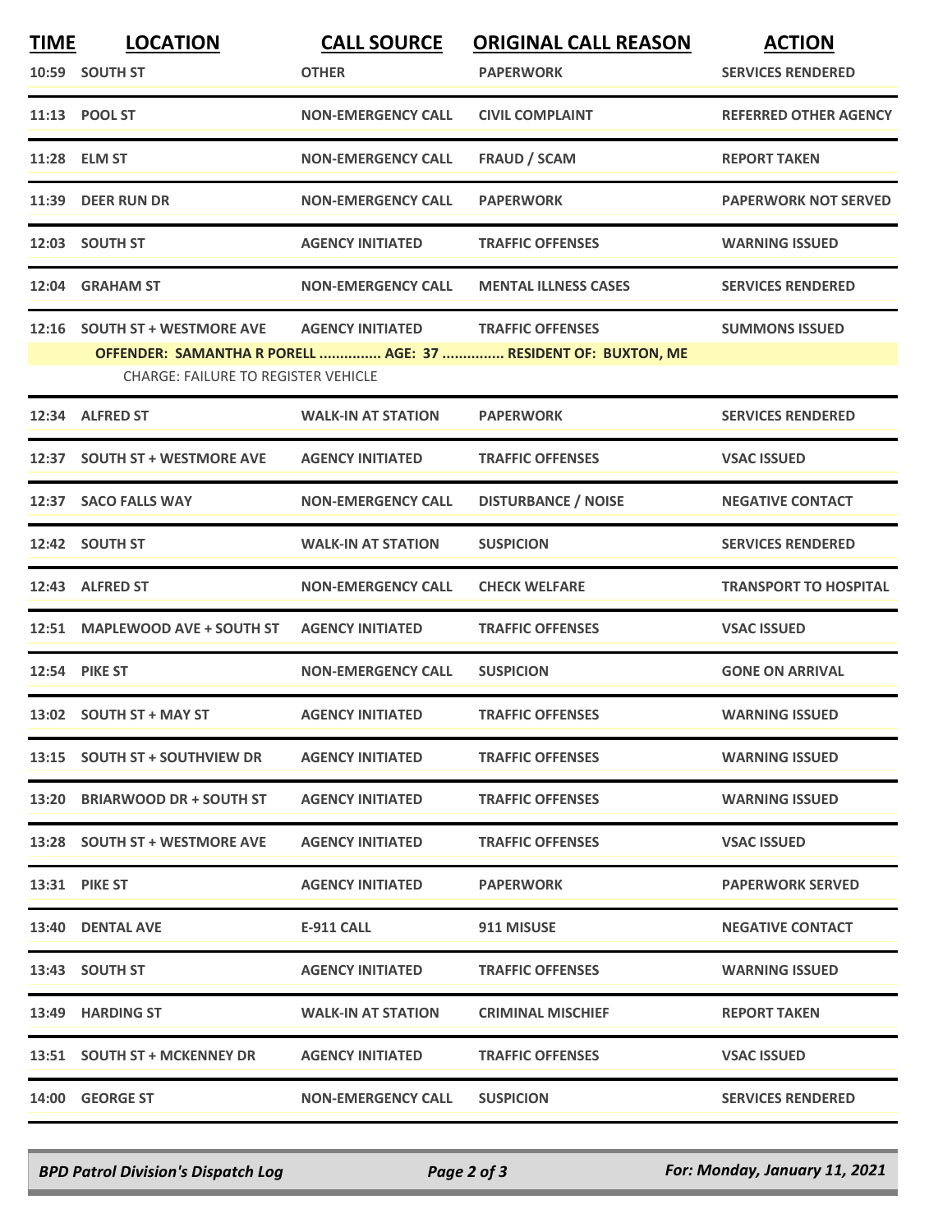| TIME | LOCATION | CALL SOURCE | ORIGINAL CALL REASON | ACTION |
|---|---|---|---|---|
| 10:59 | SOUTH ST | OTHER | PAPERWORK | SERVICES RENDERED |
| 11:13 | POOL ST | NON-EMERGENCY CALL | CIVIL COMPLAINT | REFERRED OTHER AGENCY |
| 11:28 | ELM ST | NON-EMERGENCY CALL | FRAUD / SCAM | REPORT TAKEN |
| 11:39 | DEER RUN DR | NON-EMERGENCY CALL | PAPERWORK | PAPERWORK NOT SERVED |
| 12:03 | SOUTH ST | AGENCY INITIATED | TRAFFIC OFFENSES | WARNING ISSUED |
| 12:04 | GRAHAM ST | NON-EMERGENCY CALL | MENTAL ILLNESS CASES | SERVICES RENDERED |
| 12:16 | SOUTH ST + WESTMORE AVE | AGENCY INITIATED | TRAFFIC OFFENSES | SUMMONS ISSUED |
| | OFFENDER: SAMANTHA R PORELL ............... AGE: 37 ............... RESIDENT OF: BUXTON, ME | | | |
| | CHARGE: FAILURE TO REGISTER VEHICLE | | | |
| 12:34 | ALFRED ST | WALK-IN AT STATION | PAPERWORK | SERVICES RENDERED |
| 12:37 | SOUTH ST + WESTMORE AVE | AGENCY INITIATED | TRAFFIC OFFENSES | VSAC ISSUED |
| 12:37 | SACO FALLS WAY | NON-EMERGENCY CALL | DISTURBANCE / NOISE | NEGATIVE CONTACT |
| 12:42 | SOUTH ST | WALK-IN AT STATION | SUSPICION | SERVICES RENDERED |
| 12:43 | ALFRED ST | NON-EMERGENCY CALL | CHECK WELFARE | TRANSPORT TO HOSPITAL |
| 12:51 | MAPLEWOOD AVE + SOUTH ST | AGENCY INITIATED | TRAFFIC OFFENSES | VSAC ISSUED |
| 12:54 | PIKE ST | NON-EMERGENCY CALL | SUSPICION | GONE ON ARRIVAL |
| 13:02 | SOUTH ST + MAY ST | AGENCY INITIATED | TRAFFIC OFFENSES | WARNING ISSUED |
| 13:15 | SOUTH ST + SOUTHVIEW DR | AGENCY INITIATED | TRAFFIC OFFENSES | WARNING ISSUED |
| 13:20 | BRIARWOOD DR + SOUTH ST | AGENCY INITIATED | TRAFFIC OFFENSES | WARNING ISSUED |
| 13:28 | SOUTH ST + WESTMORE AVE | AGENCY INITIATED | TRAFFIC OFFENSES | VSAC ISSUED |
| 13:31 | PIKE ST | AGENCY INITIATED | PAPERWORK | PAPERWORK SERVED |
| 13:40 | DENTAL AVE | E-911 CALL | 911 MISUSE | NEGATIVE CONTACT |
| 13:43 | SOUTH ST | AGENCY INITIATED | TRAFFIC OFFENSES | WARNING ISSUED |
| 13:49 | HARDING ST | WALK-IN AT STATION | CRIMINAL MISCHIEF | REPORT TAKEN |
| 13:51 | SOUTH ST + MCKENNEY DR | AGENCY INITIATED | TRAFFIC OFFENSES | VSAC ISSUED |
| 14:00 | GEORGE ST | NON-EMERGENCY CALL | SUSPICION | SERVICES RENDERED |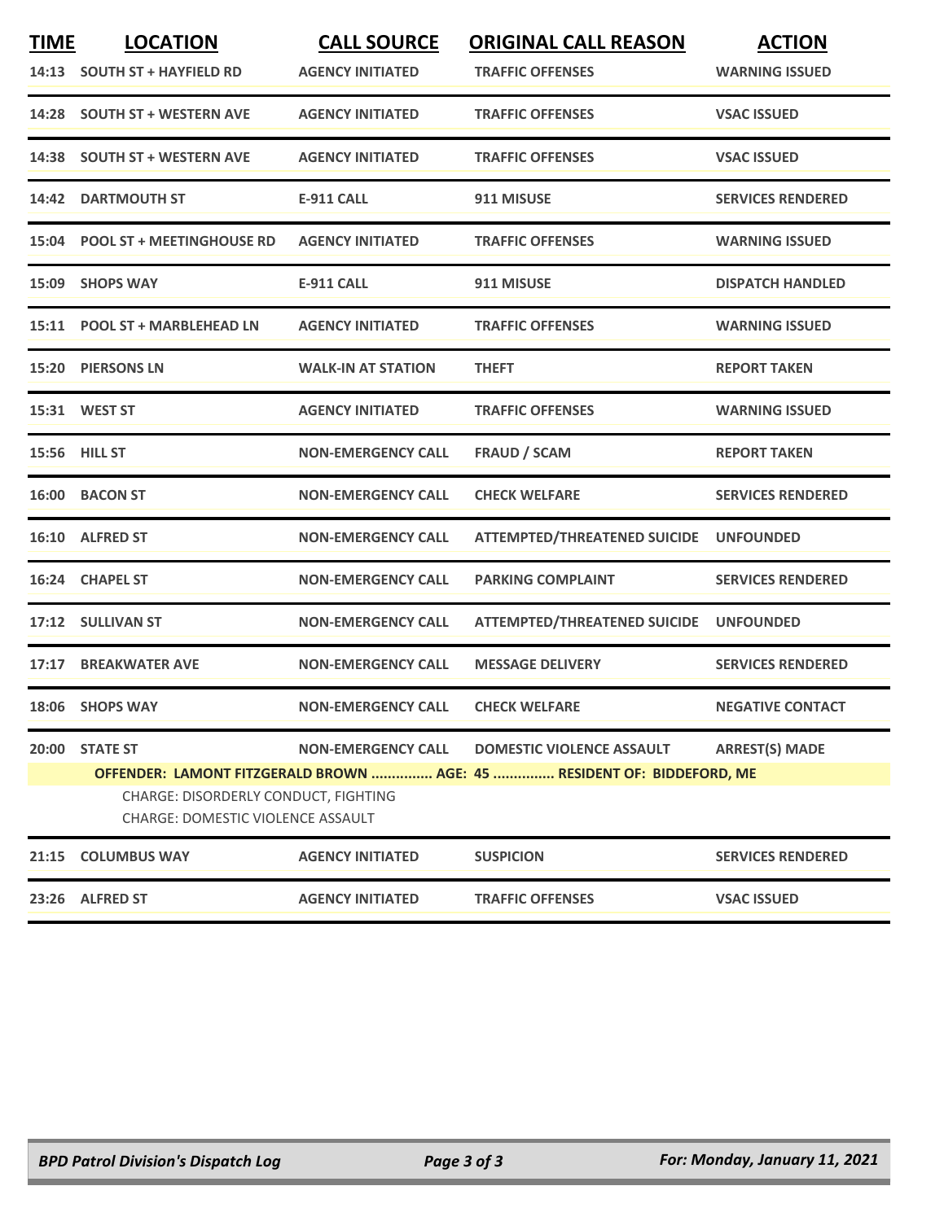| TIME | LOCATION | CALL SOURCE | ORIGINAL CALL REASON | ACTION |
|---|---|---|---|---|
| 14:13 | SOUTH ST + HAYFIELD RD | AGENCY INITIATED | TRAFFIC OFFENSES | WARNING ISSUED |
| 14:28 | SOUTH ST + WESTERN AVE | AGENCY INITIATED | TRAFFIC OFFENSES | VSAC ISSUED |
| 14:38 | SOUTH ST + WESTERN AVE | AGENCY INITIATED | TRAFFIC OFFENSES | VSAC ISSUED |
| 14:42 | DARTMOUTH ST | E-911 CALL | 911 MISUSE | SERVICES RENDERED |
| 15:04 | POOL ST + MEETINGHOUSE RD | AGENCY INITIATED | TRAFFIC OFFENSES | WARNING ISSUED |
| 15:09 | SHOPS WAY | E-911 CALL | 911 MISUSE | DISPATCH HANDLED |
| 15:11 | POOL ST + MARBLEHEAD LN | AGENCY INITIATED | TRAFFIC OFFENSES | WARNING ISSUED |
| 15:20 | PIERSONS LN | WALK-IN AT STATION | THEFT | REPORT TAKEN |
| 15:31 | WEST ST | AGENCY INITIATED | TRAFFIC OFFENSES | WARNING ISSUED |
| 15:56 | HILL ST | NON-EMERGENCY CALL | FRAUD / SCAM | REPORT TAKEN |
| 16:00 | BACON ST | NON-EMERGENCY CALL | CHECK WELFARE | SERVICES RENDERED |
| 16:10 | ALFRED ST | NON-EMERGENCY CALL | ATTEMPTED/THREATENED SUICIDE | UNFOUNDED |
| 16:24 | CHAPEL ST | NON-EMERGENCY CALL | PARKING COMPLAINT | SERVICES RENDERED |
| 17:12 | SULLIVAN ST | NON-EMERGENCY CALL | ATTEMPTED/THREATENED SUICIDE | UNFOUNDED |
| 17:17 | BREAKWATER AVE | NON-EMERGENCY CALL | MESSAGE DELIVERY | SERVICES RENDERED |
| 18:06 | SHOPS WAY | NON-EMERGENCY CALL | CHECK WELFARE | NEGATIVE CONTACT |
| 20:00 | STATE ST | NON-EMERGENCY CALL | DOMESTIC VIOLENCE ASSAULT | ARREST(S) MADE |
| | OFFENDER: LAMONT FITZGERALD BROWN ............... AGE: 45 ............... RESIDENT OF: BIDDEFORD, ME<br>CHARGE: DISORDERLY CONDUCT, FIGHTING<br>CHARGE: DOMESTIC VIOLENCE ASSAULT | | | |
| 21:15 | COLUMBUS WAY | AGENCY INITIATED | SUSPICION | SERVICES RENDERED |
| 23:26 | ALFRED ST | AGENCY INITIATED | TRAFFIC OFFENSES | VSAC ISSUED |

*BPD Patrol Division's Dispatch Log* — *For: Monday, January 11, 2021*